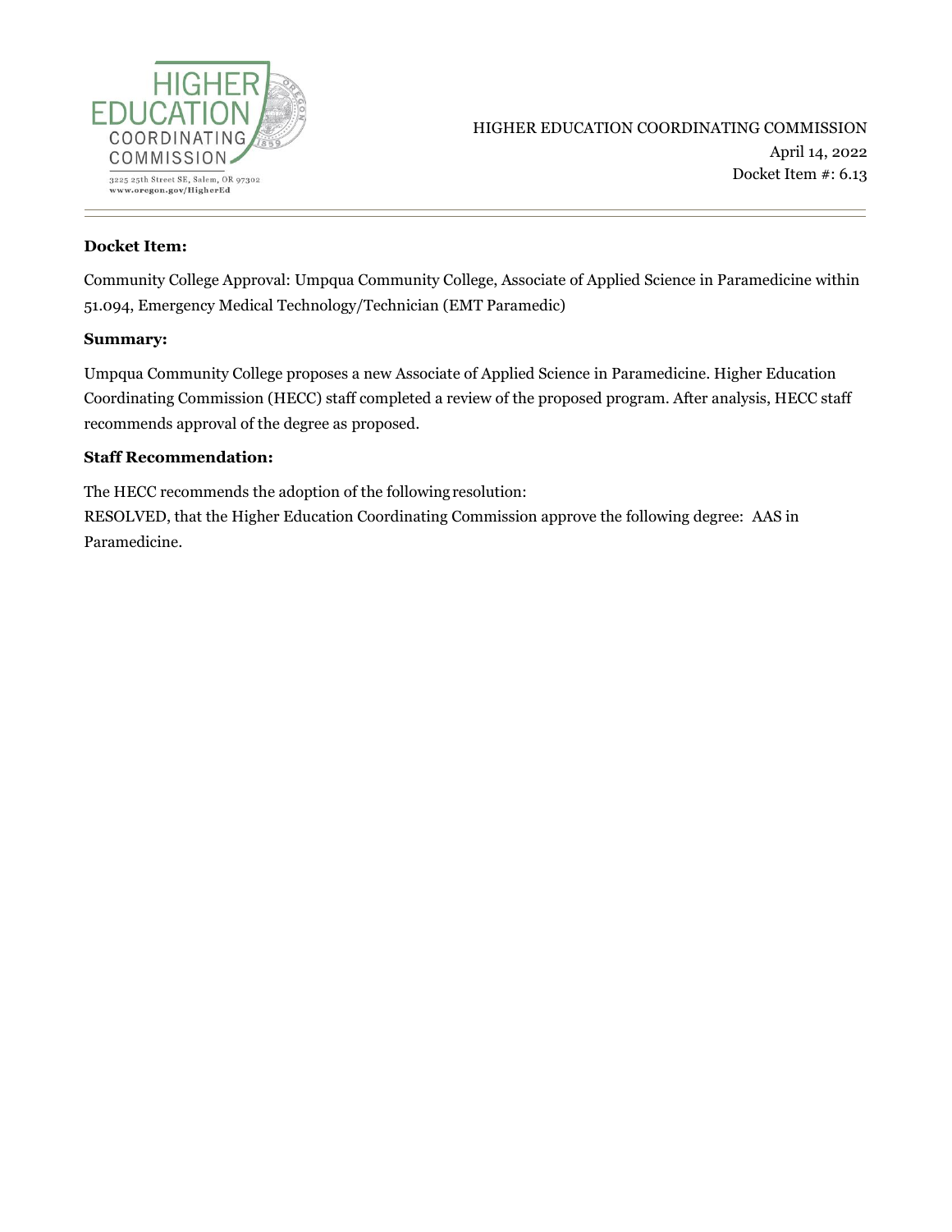HIGHER EDUCATION COORDINATING COMMISSION

3225 25th Street SE, Salem, OR 97302
www.oregon.gov/HigherEd

HIGHER EDUCATION COORDINATING COMMISSION
April 14, 2022
Docket Item #: 6.13

---

**Docket Item:**

Community College Approval: Umpqua Community College, Associate of Applied Science in Paramedicine within 51.094, Emergency Medical Technology/Technician (EMT Paramedic)

**Summary:**

Umpqua Community College proposes a new Associate of Applied Science in Paramedicine. Higher Education Coordinating Commission (HECC) staff completed a review of the proposed program. After analysis, HECC staff recommends approval of the degree as proposed.

**Staff Recommendation:**

The HECC recommends the adoption of the following resolution:
RESOLVED, that the Higher Education Coordinating Commission approve the following degree: AAS in Paramedicine.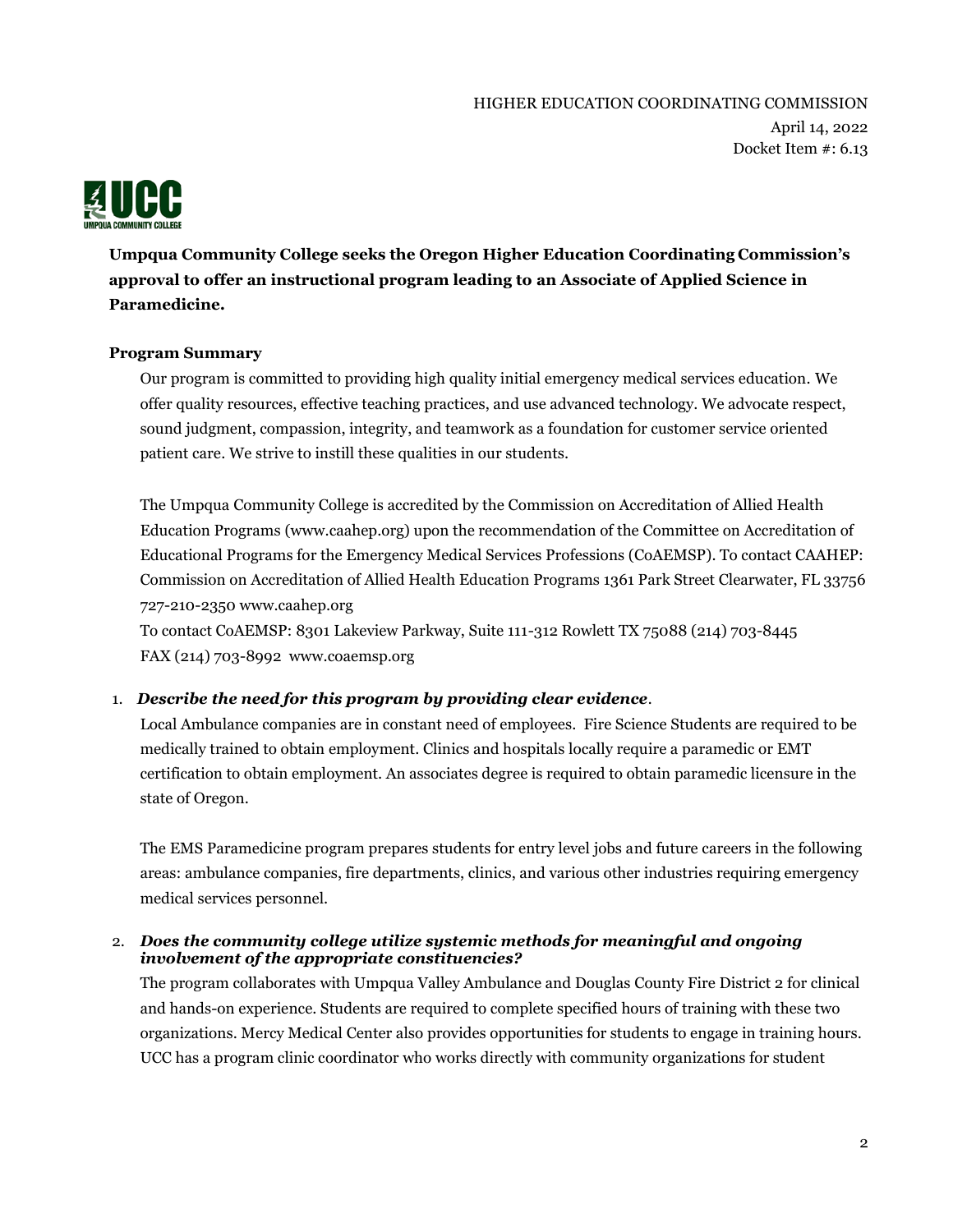HIGHER EDUCATION COORDINATING COMMISSION
April 14, 2022
Docket Item #: 6.13

**Umpqua Community College seeks the Oregon Higher Education Coordinating Commission's approval to offer an instructional program leading to an Associate of Applied Science in Paramedicine.**

**Program Summary**

Our program is committed to providing high quality initial emergency medical services education. We offer quality resources, effective teaching practices, and use advanced technology. We advocate respect, sound judgment, compassion, integrity, and teamwork as a foundation for customer service oriented patient care. We strive to instill these qualities in our students.

The Umpqua Community College is accredited by the Commission on Accreditation of Allied Health Education Programs (www.caahep.org) upon the recommendation of the Committee on Accreditation of Educational Programs for the Emergency Medical Services Professions (CoAEMSP). To contact CAAHEP: Commission on Accreditation of Allied Health Education Programs 1361 Park Street Clearwater, FL 33756 727-210-2350 www.caahep.org
To contact CoAEMSP: 8301 Lakeview Parkway, Suite 111-312 Rowlett TX 75088 (214) 703-8445 FAX (214) 703-8992 www.coaemsp.org

1. ***Describe the need for this program by providing clear evidence***.

   Local Ambulance companies are in constant need of employees. Fire Science Students are required to be medically trained to obtain employment. Clinics and hospitals locally require a paramedic or EMT certification to obtain employment. An associates degree is required to obtain paramedic licensure in the state of Oregon.

   The EMS Paramedicine program prepares students for entry level jobs and future careers in the following areas: ambulance companies, fire departments, clinics, and various other industries requiring emergency medical services personnel.

2. ***Does the community college utilize systemic methods for meaningful and ongoing involvement of the appropriate constituencies?***

   The program collaborates with Umpqua Valley Ambulance and Douglas County Fire District 2 for clinical and hands-on experience. Students are required to complete specified hours of training with these two organizations. Mercy Medical Center also provides opportunities for students to engage in training hours. UCC has a program clinic coordinator who works directly with community organizations for student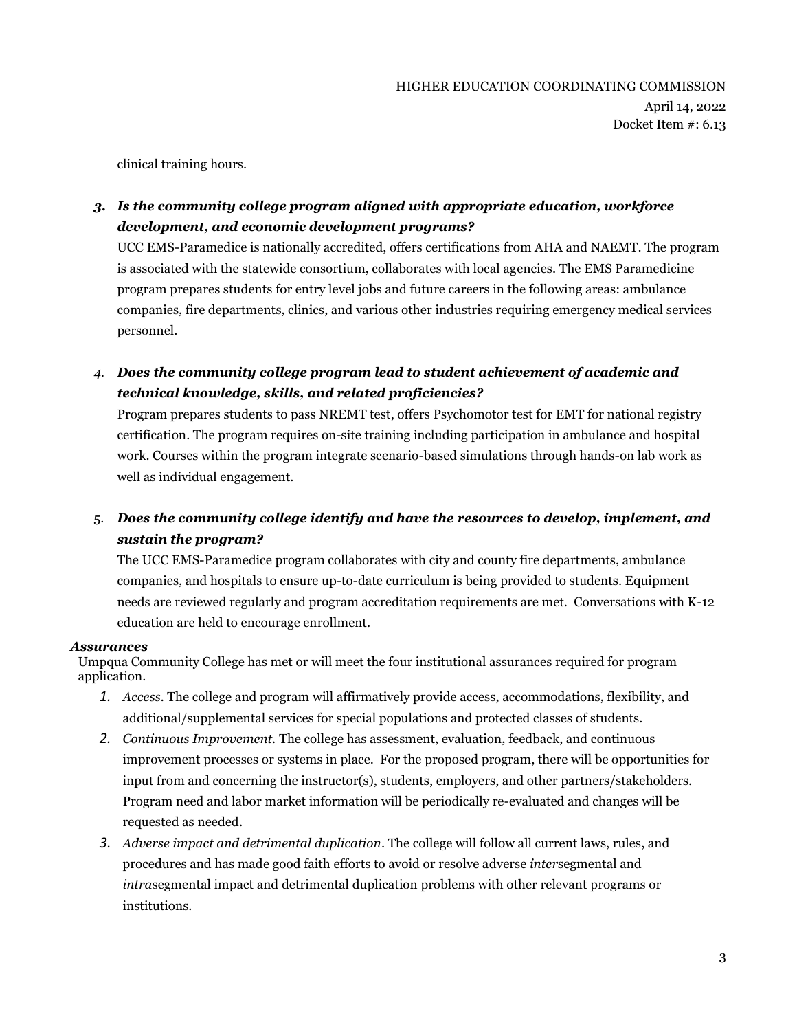clinical training hours.

3. ***Is the community college program aligned with appropriate education, workforce development, and economic development programs?***

   UCC EMS-Paramedice is nationally accredited, offers certifications from AHA and NAEMT. The program is associated with the statewide consortium, collaborates with local agencies. The EMS Paramedicine program prepares students for entry level jobs and future careers in the following areas: ambulance companies, fire departments, clinics, and various other industries requiring emergency medical services personnel.

4. ***Does the community college program lead to student achievement of academic and technical knowledge, skills, and related proficiencies?***

   Program prepares students to pass NREMT test, offers Psychomotor test for EMT for national registry certification. The program requires on-site training including participation in ambulance and hospital work. Courses within the program integrate scenario-based simulations through hands-on lab work as well as individual engagement.

5. ***Does the community college identify and have the resources to develop, implement, and sustain the program?***

   The UCC EMS-Paramedice program collaborates with city and county fire departments, ambulance companies, and hospitals to ensure up-to-date curriculum is being provided to students. Equipment needs are reviewed regularly and program accreditation requirements are met. Conversations with K-12 education are held to encourage enrollment.

***Assurances***

Umpqua Community College has met or will meet the four institutional assurances required for program application.

1. *Access.* The college and program will affirmatively provide access, accommodations, flexibility, and additional/supplemental services for special populations and protected classes of students.
2. *Continuous Improvement.* The college has assessment, evaluation, feedback, and continuous improvement processes or systems in place. For the proposed program, there will be opportunities for input from and concerning the instructor(s), students, employers, and other partners/stakeholders. Program need and labor market information will be periodically re-evaluated and changes will be requested as needed.
3. *Adverse impact and detrimental duplication*. The college will follow all current laws, rules, and procedures and has made good faith efforts to avoid or resolve adverse *inter*segmental and *intra*segmental impact and detrimental duplication problems with other relevant programs or institutions.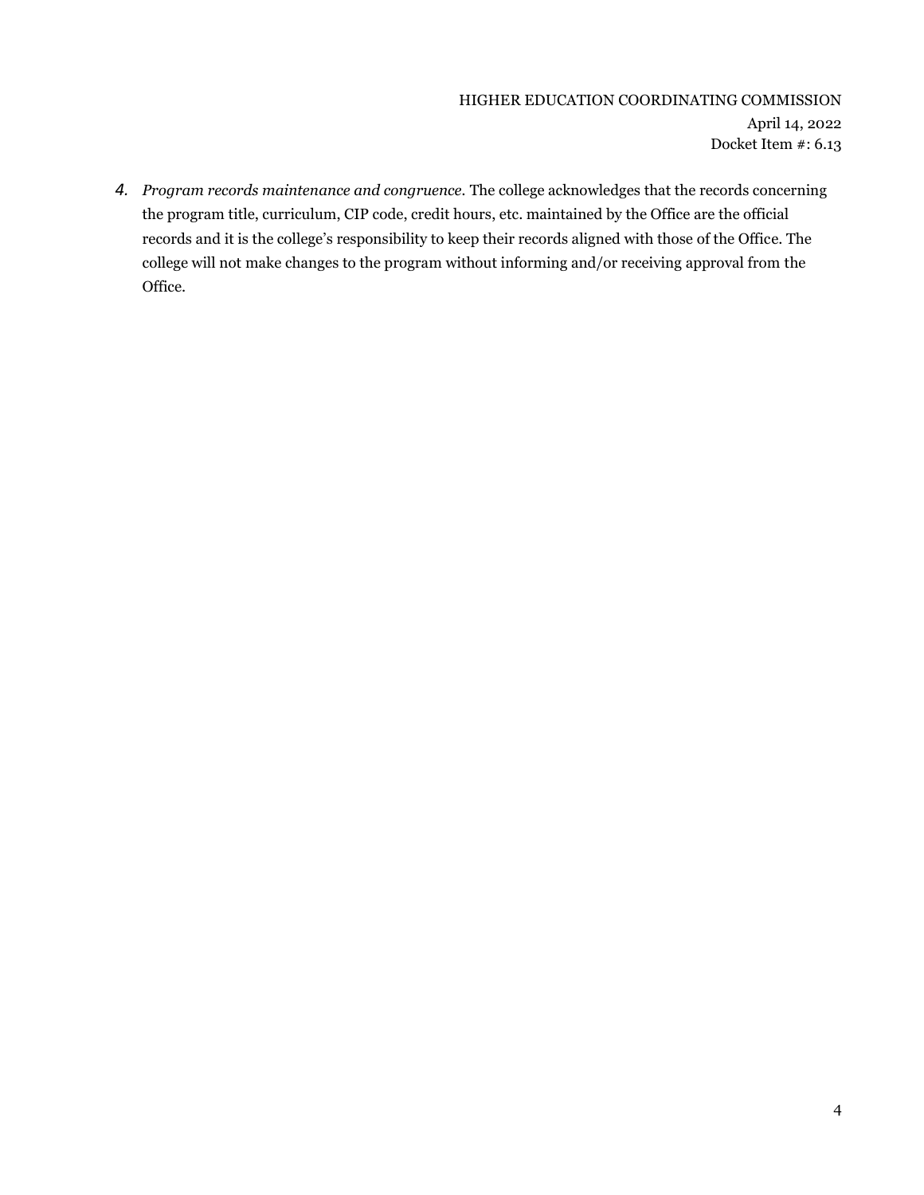4. *Program records maintenance and congruence.* The college acknowledges that the records concerning the program title, curriculum, CIP code, credit hours, etc. maintained by the Office are the official records and it is the college's responsibility to keep their records aligned with those of the Office. The college will not make changes to the program without informing and/or receiving approval from the Office.